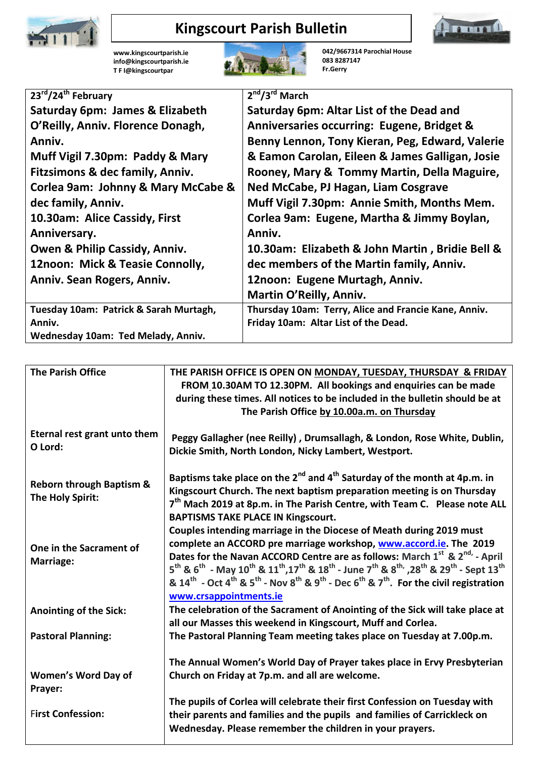# Kingscourt Parish Bulletin

www.kingscourtparish.ie
info@kingscourtparish.ie
T F I@kingscourtpar

042/9667314 Parochial House
083 8287147
Fr.Gerry

| 23rd/24th February | 2nd/3rd March |
|---|---|
| **Saturday 6pm:** James & Elizabeth O'Reilly, Anniv. Florence Donagh, Anniv.<br>**Muff Vigil 7.30pm:** Paddy & Mary Fitzsimons & dec family, Anniv.<br>**Corlea 9am:** Johnny & Mary McCabe & dec family, Anniv.<br>**10.30am:** Alice Cassidy, First Anniversary.<br>Owen & Philip Cassidy, Anniv.<br>**12noon:** Mick & Teasie Connolly, Anniv. Sean Rogers, Anniv. | **Saturday 6pm:** Altar List of the Dead and Anniversaries occurring: Eugene, Bridget & Benny Lennon, Tony Kieran, Peg, Edward, Valerie & Eamon Carolan, Eileen & James Galligan, Josie Rooney, Mary & Tommy Martin, Della Maguire, Ned McCabe, PJ Hagan, Liam Cosgrave<br>**Muff Vigil 7.30pm:** Annie Smith, Months Mem.<br>**Corlea 9am:** Eugene, Martha & Jimmy Boylan, Anniv.<br>**10.30am:** Elizabeth & John Martin , Bridie Bell & dec members of the Martin family, Anniv.<br>**12noon:** Eugene Murtagh, Anniv.<br>Martin O'Reilly, Anniv. |
| **Tuesday 10am:** Patrick & Sarah Murtagh, Anniv.<br>**Wednesday 10am:** Ted Melady, Anniv. | **Thursday 10am:** Terry, Alice and Francie Kane, Anniv.<br>**Friday 10am:** Altar List of the Dead. |

| | |
|---|---|
| **The Parish Office** | THE PARISH OFFICE IS OPEN ON MONDAY, TUESDAY, THURSDAY & FRIDAY FROM 10.30AM TO 12.30PM. All bookings and enquiries can be made during these times. All notices to be included in the bulletin should be at The Parish Office by 10.00a.m. on Thursday |
| **Eternal rest grant unto them O Lord:** | Peggy Gallagher (nee Reilly) , Drumsallagh, & London, Rose White, Dublin, Dickie Smith, North London, Nicky Lambert, Westport. |
| **Reborn through Baptism & The Holy Spirit:** | Baptisms take place on the 2nd and 4th Saturday of the month at 4p.m. in Kingscourt Church. The next baptism preparation meeting is on Thursday 7th Mach 2019 at 8p.m. in The Parish Centre, with Team C. Please note ALL BAPTISMS TAKE PLACE IN Kingscourt. |
| **One in the Sacrament of Marriage:** | Couples intending marriage in the Diocese of Meath during 2019 must complete an ACCORD pre marriage workshop, www.accord.ie. The 2019 Dates for the Navan ACCORD Centre are as follows: March 1st & 2nd, - April 5th & 6th - May 10th & 11th,17th & 18th - June 7th & 8th, ,28th & 29th - Sept 13th & 14th - Oct 4th & 5th - Nov 8th & 9th - Dec 6th & 7th. For the civil registration www.crsappointments.ie |
| **Anointing of the Sick:** | The celebration of the Sacrament of Anointing of the Sick will take place at all our Masses this weekend in Kingscourt, Muff and Corlea. |
| **Pastoral Planning:** | The Pastoral Planning Team meeting takes place on Tuesday at 7.00p.m. |
| **Women's Word Day of Prayer:** | The Annual Women's World Day of Prayer takes place in Ervy Presbyterian Church on Friday at 7p.m. and all are welcome. |
| **First Confession:** | The pupils of Corlea will celebrate their first Confession on Tuesday with their parents and families and the pupils and families of Carrickleck on Wednesday. Please remember the children in your prayers. |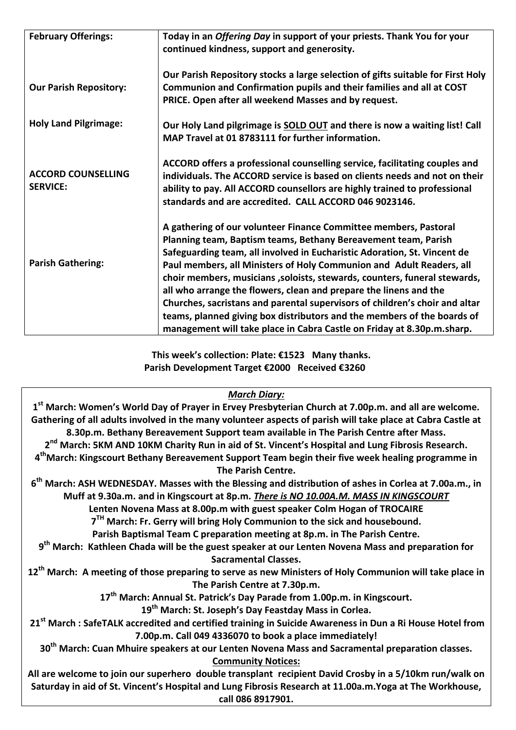| **February Offerings:** | **Today in an *Offering Day* in support of your priests. Thank You for your continued kindness, support and generosity.** |
|---|---|
| **Our Parish Repository:** | **Our Parish Repository stocks a large selection of gifts suitable for First Holy Communion and Confirmation pupils and their families and all at COST PRICE. Open after all weekend Masses and by request.** |
| **Holy Land Pilgrimage:** | **Our Holy Land pilgrimage is <u>SOLD OUT</u> and there is now a waiting list! Call MAP Travel at 01 8783111 for further information.** |
| **ACCORD COUNSELLING SERVICE:** | **ACCORD offers a professional counselling service, facilitating couples and individuals. The ACCORD service is based on clients needs and not on their ability to pay. All ACCORD counsellors are highly trained to professional standards and are accredited. CALL ACCORD 046 9023146.** |
| **Parish Gathering:** | **A gathering of our volunteer Finance Committee members, Pastoral Planning team, Baptism teams, Bethany Bereavement team, Parish Safeguarding team, all involved in Eucharistic Adoration, St. Vincent de Paul members, all Ministers of Holy Communion and Adult Readers, all choir members, musicians ,soloists, stewards, counters, funeral stewards, all who arrange the flowers, clean and prepare the linens and the Churches, sacristans and parental supervisors of children's choir and altar teams, planned giving box distributors and the members of the boards of management will take place in Cabra Castle on Friday at 8.30p.m.sharp.** |

**This week's collection: Plate: €1523 Many thanks.**
**Parish Development Target €2000 Received €3260**

***<u>March Diary:</u>***

**1st March: Women's World Day of Prayer in Ervey Presbyterian Church at 7.00p.m. and all are welcome. Gathering of all adults involved in the many volunteer aspects of parish will take place at Cabra Castle at 8.30p.m. Bethany Bereavement Support team available in The Parish Centre after Mass.**

**2nd March: 5KM AND 10KM Charity Run in aid of St. Vincent's Hospital and Lung Fibrosis Research.**

**4th March: Kingscourt Bethany Bereavement Support Team begin their five week healing programme in The Parish Centre.**

**6th March: ASH WEDNESDAY. Masses with the Blessing and distribution of ashes in Corlea at 7.00a.m., in Muff at 9.30a.m. and in Kingscourt at 8p.m. *<u>There is NO 10.00A.M. MASS IN KINGSCOURT</u>***

**Lenten Novena Mass at 8.00p.m with guest speaker Colm Hogan of TROCAIRE**

**7TH March: Fr. Gerry will bring Holy Communion to the sick and housebound.**

**Parish Baptismal Team C preparation meeting at 8p.m. in The Parish Centre.**

**9th March: Kathleen Chada will be the guest speaker at our Lenten Novena Mass and preparation for Sacramental Classes.**

**12th March: A meeting of those preparing to serve as new Ministers of Holy Communion will take place in The Parish Centre at 7.30p.m.**

**17th March: Annual St. Patrick's Day Parade from 1.00p.m. in Kingscourt.**

**19th March: St. Joseph's Day Feastday Mass in Corlea.**

**21st March : SafeTALK accredited and certified training in Suicide Awareness in Dun a Ri House Hotel from 7.00p.m. Call 049 4336070 to book a place immediately!**

**30th March: Cuan Mhuire speakers at our Lenten Novena Mass and Sacramental preparation classes.**

**<u>Community Notices:</u>**

**All are welcome to join our superhero double transplant recipient David Crosby in a 5/10km run/walk on Saturday in aid of St. Vincent's Hospital and Lung Fibrosis Research at 11.00a.m.Yoga at The Workhouse, call 086 8917901.**